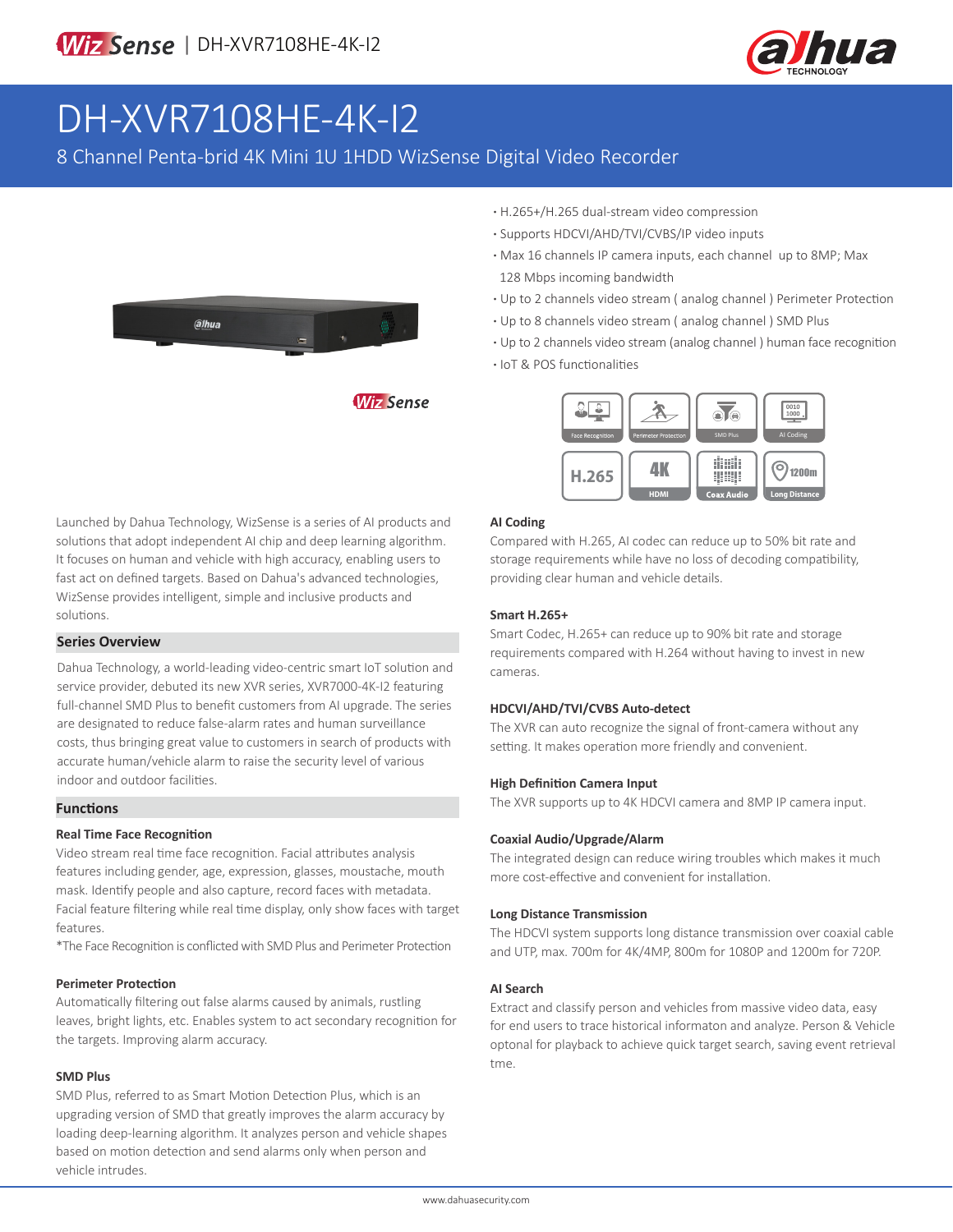# DH-XVR7108HE-4K-I2

8 Channel Penta-brid 4K Mini 1U 1HDD WizSense Digital Video Recorder

- H.265+/H.265 dual-stream video compression
- Supports HDCVI/AHD/TVI/CVBS/IP video inputs
- Max 16 channels IP camera inputs, each channel up to 8MP; Max 128 Mbps incoming bandwidth
- Up to 2 channels video stream ( analog channel ) Perimeter Protection
- Up to 8 channels video stream ( analog channel ) SMD Plus
- Up to 2 channels video stream (analog channel ) human face recognition
- IoT & POS functionalities

Launched by Dahua Technology, WizSense is a series of AI products and solutions that adopt independent AI chip and deep learning algorithm. It focuses on human and vehicle with high accuracy, enabling users to fast act on defined targets. Based on Dahua's advanced technologies, WizSense provides intelligent, simple and inclusive products and solutions.

## Series Overview

Dahua Technology, a world-leading video-centric smart IoT solution and service provider, debuted its new XVR series, XVR7000-4K-I2 featuring full-channel SMD Plus to benefit customers from AI upgrade. The series are designated to reduce false-alarm rates and human surveillance costs, thus bringing great value to customers in search of products with accurate human/vehicle alarm to raise the security level of various indoor and outdoor facilities.

## Functions

### Real Time Face Recognition

Video stream real time face recognition. Facial attributes analysis features including gender, age, expression, glasses, moustache, mouth mask. Identify people and also capture, record faces with metadata. Facial feature filtering while real time display, only show faces with target features.

*The Face Recognition is conflicted with SMD Plus and Perimeter Protection

### Perimeter Protection

Automatically filtering out false alarms caused by animals, rustling leaves, bright lights, etc. Enables system to act secondary recognition for the targets. Improving alarm accuracy.

### SMD Plus

SMD Plus, referred to as Smart Motion Detection Plus, which is an upgrading version of SMD that greatly improves the alarm accuracy by loading deep-learning algorithm. It analyzes person and vehicle shapes based on motion detection and send alarms only when person and vehicle intrudes.

### AI Coding

Compared with H.265, AI codec can reduce up to 50% bit rate and storage requirements while have no loss of decoding compatibility, providing clear human and vehicle details.

### Smart H.265+

Smart Codec, H.265+ can reduce up to 90% bit rate and storage requirements compared with H.264 without having to invest in new cameras.

### HDCVI/AHD/TVI/CVBS Auto-detect

The XVR can auto recognize the signal of front-camera without any setting. It makes operation more friendly and convenient.

### High Definition Camera Input

The XVR supports up to 4K HDCVI camera and 8MP IP camera input.

### Coaxial Audio/Upgrade/Alarm

The integrated design can reduce wiring troubles which makes it much more cost-effective and convenient for installation.

### Long Distance Transmission

The HDCVI system supports long distance transmission over coaxial cable and UTP, max. 700m for 4K/4MP, 800m for 1080P and 1200m for 720P.

### AI Search

Extract and classify person and vehicles from massive video data, easy for end users to trace historical informaton and analyze. Person & Vehicle optonal for playback to achieve quick target search, saving event retrieval tme.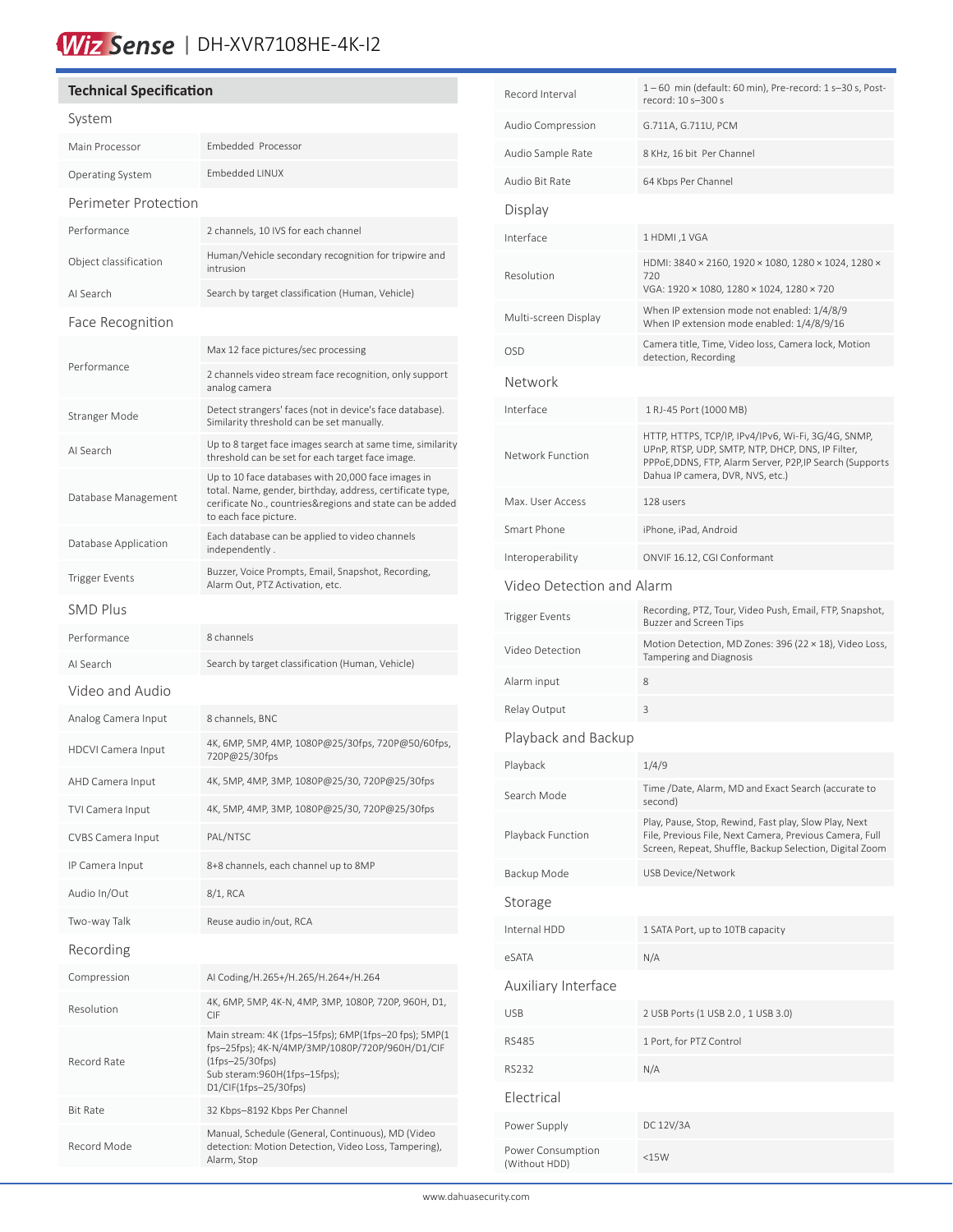# WizSense | DH-XVR7108HE-4K-I2

## Technical Specification

### System

| | |
|---|---|
| Main Processor | Embedded Processor |
| Operating System | Embedded LINUX |

### Perimeter Protection

| | |
|---|---|
| Performance | 2 channels, 10 IVS for each channel |
| Object classification | Human/Vehicle secondary recognition for tripwire and intrusion |
| AI Search | Search by target classification (Human, Vehicle) |

### Face Recognition

| | |
|---|---|
| Performance | Max 12 face pictures/sec processing<br>2 channels video stream face recognition, only support analog camera |
| Stranger Mode | Detect strangers' faces (not in device's face database). Similarity threshold can be set manually. |
| AI Search | Up to 8 target face images search at same time, similarity threshold can be set for each target face image. |
| Database Management | Up to 10 face databases with 20,000 face images in total. Name, gender, birthday, address, certificate type, cerificate No., countries&regions and state can be added to each face picture. |
| Database Application | Each database can be applied to video channels independently . |
| Trigger Events | Buzzer, Voice Prompts, Email, Snapshot, Recording, Alarm Out, PTZ Activation, etc. |

### SMD Plus

| | |
|---|---|
| Performance | 8 channels |
| AI Search | Search by target classification (Human, Vehicle) |

### Video and Audio

| | |
|---|---|
| Analog Camera Input | 8 channels, BNC |
| HDCVI Camera Input | 4K, 6MP, 5MP, 4MP, 1080P@25/30fps, 720P@50/60fps, 720P@25/30fps |
| AHD Camera Input | 4K, 5MP, 4MP, 3MP, 1080P@25/30, 720P@25/30fps |
| TVI Camera Input | 4K, 5MP, 4MP, 3MP, 1080P@25/30, 720P@25/30fps |
| CVBS Camera Input | PAL/NTSC |
| IP Camera Input | 8+8 channels, each channel up to 8MP |
| Audio In/Out | 8/1, RCA |
| Two-way Talk | Reuse audio in/out, RCA |

### Recording

| | |
|---|---|
| Compression | AI Coding/H.265+/H.265/H.264+/H.264 |
| Resolution | 4K, 6MP, 5MP, 4K-N, 4MP, 3MP, 1080P, 720P, 960H, D1, CIF |
| Record Rate | Main stream: 4K (1fps–15fps); 6MP(1fps–20 fps); 5MP(1fps–25fps); 4K-N/4MP/3MP/1080P/720P/960H/D1/CIF (1fps–25/30fps)<br>Sub steram:960H(1fps–15fps);<br>D1/CIF(1fps–25/30fps) |
| Bit Rate | 32 Kbps–8192 Kbps Per Channel |
| Record Mode | Manual, Schedule (General, Continuous), MD (Video detection: Motion Detection, Video Loss, Tampering), Alarm, Stop |
| Record Interval | 1 – 60 min (default: 60 min), Pre-record: 1 s–30 s, Post-record: 10 s–300 s |
| Audio Compression | G.711A, G.711U, PCM |
| Audio Sample Rate | 8 KHz, 16 bit Per Channel |
| Audio Bit Rate | 64 Kbps Per Channel |

### Display

| | |
|---|---|
| Interface | 1 HDMI ,1 VGA |
| Resolution | HDMI: 3840 × 2160, 1920 × 1080, 1280 × 1024, 1280 × 720<br>VGA: 1920 × 1080, 1280 × 1024, 1280 × 720 |
| Multi-screen Display | When IP extension mode not enabled: 1/4/8/9<br>When IP extension mode enabled: 1/4/8/9/16 |
| OSD | Camera title, Time, Video loss, Camera lock, Motion detection, Recording |

### Network

| | |
|---|---|
| Interface | 1 RJ-45 Port (1000 MB) |
| Network Function | HTTP, HTTPS, TCP/IP, IPv4/IPv6, Wi-Fi, 3G/4G, SNMP, UPnP, RTSP, UDP, SMTP, NTP, DHCP, DNS, IP Filter, PPPoE,DDNS, FTP, Alarm Server, P2P,IP Search (Supports Dahua IP camera, DVR, NVS, etc.) |
| Max. User Access | 128 users |
| Smart Phone | iPhone, iPad, Android |
| Interoperability | ONVIF 16.12, CGI Conformant |

### Video Detection and Alarm

| | |
|---|---|
| Trigger Events | Recording, PTZ, Tour, Video Push, Email, FTP, Snapshot, Buzzer and Screen Tips |
| Video Detection | Motion Detection, MD Zones: 396 (22 × 18), Video Loss, Tampering and Diagnosis |
| Alarm input | 8 |
| Relay Output | 3 |

### Playback and Backup

| | |
|---|---|
| Playback | 1/4/9 |
| Search Mode | Time /Date, Alarm, MD and Exact Search (accurate to second) |
| Playback Function | Play, Pause, Stop, Rewind, Fast play, Slow Play, Next File, Previous File, Next Camera, Previous Camera, Full Screen, Repeat, Shuffle, Backup Selection, Digital Zoom |
| Backup Mode | USB Device/Network |

### Storage

| | |
|---|---|
| Internal HDD | 1 SATA Port, up to 10TB capacity |
| eSATA | N/A |

### Auxiliary Interface

| | |
|---|---|
| USB | 2 USB Ports (1 USB 2.0 , 1 USB 3.0) |
| RS485 | 1 Port, for PTZ Control |
| RS232 | N/A |

### Electrical

| | |
|---|---|
| Power Supply | DC 12V/3A |
| Power Consumption (Without HDD) | <15W |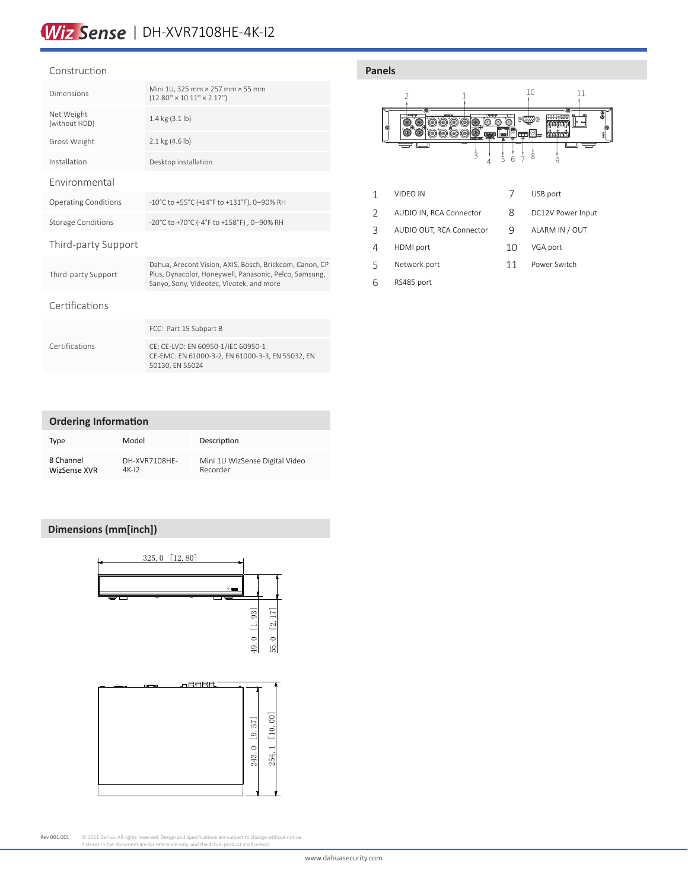## Construction

| | |
|---|---|
| Dimensions | Mini 1U, 325 mm × 257 mm × 55 mm (12.80" × 10.11" × 2.17") |
| Net Weight (without HDD) | 1.4 kg (3.1 lb) |
| Gross Weight | 2.1 kg (4.6 lb) |
| Installation | Desktop installation |

## Environmental

| | |
|---|---|
| Operating Conditions | -10°C to +55°C (+14°F to +131°F), 0–90% RH |
| Storage Conditions | -20°C to +70°C (-4°F to +158°F) , 0–90% RH |

## Third-party Support

| | |
|---|---|
| Third-party Support | Dahua, Arecont Vision, AXIS, Bosch, Brickcom, Canon, CP Plus, Dynacolor, Honeywell, Panasonic, Pelco, Samsung, Sanyo, Sony, Videotec, Vivotek, and more |

## Certifications

| | |
|---|---|
| Certifications | FCC: Part 15 Subpart B |
| | CE: CE-LVD: EN 60950-1/IEC 60950-1<br>CE-EMC: EN 61000-3-2, EN 61000-3-3, EN 55032, EN 50130, EN 55024 |

## Ordering Information

| Type | Model | Description |
|---|---|---|
| 8 Channel WizSense XVR | DH-XVR7108HE-4K-I2 | Mini 1U WizSense Digital Video Recorder |

## Dimensions (mm[inch])

325.0 [12.80]

49.0 [1.93]

55.0 [2.17]

243.0 [9.57]

254.1 [10.00]

## Panels

2 1 10 11

3 4 5 6 7 8 9

| | | | |
|---|---|---|---|
| 1 | VIDEO IN | 7 | USB port |
| 2 | AUDIO IN, RCA Connector | 8 | DC12V Power Input |
| 3 | AUDIO OUT, RCA Connector | 9 | ALARM IN / OUT |
| 4 | HDMI port | 10 | VGA port |
| 5 | Network port | 11 | Power Switch |
| 6 | RS485 port | | |

Rev 001.001 © 2021 Dahua. All rights reserved. Design and specifications are subject to change without notice. Pictures in the document are for reference only, and the actual product shall prevail.

www.dahuasecurity.com